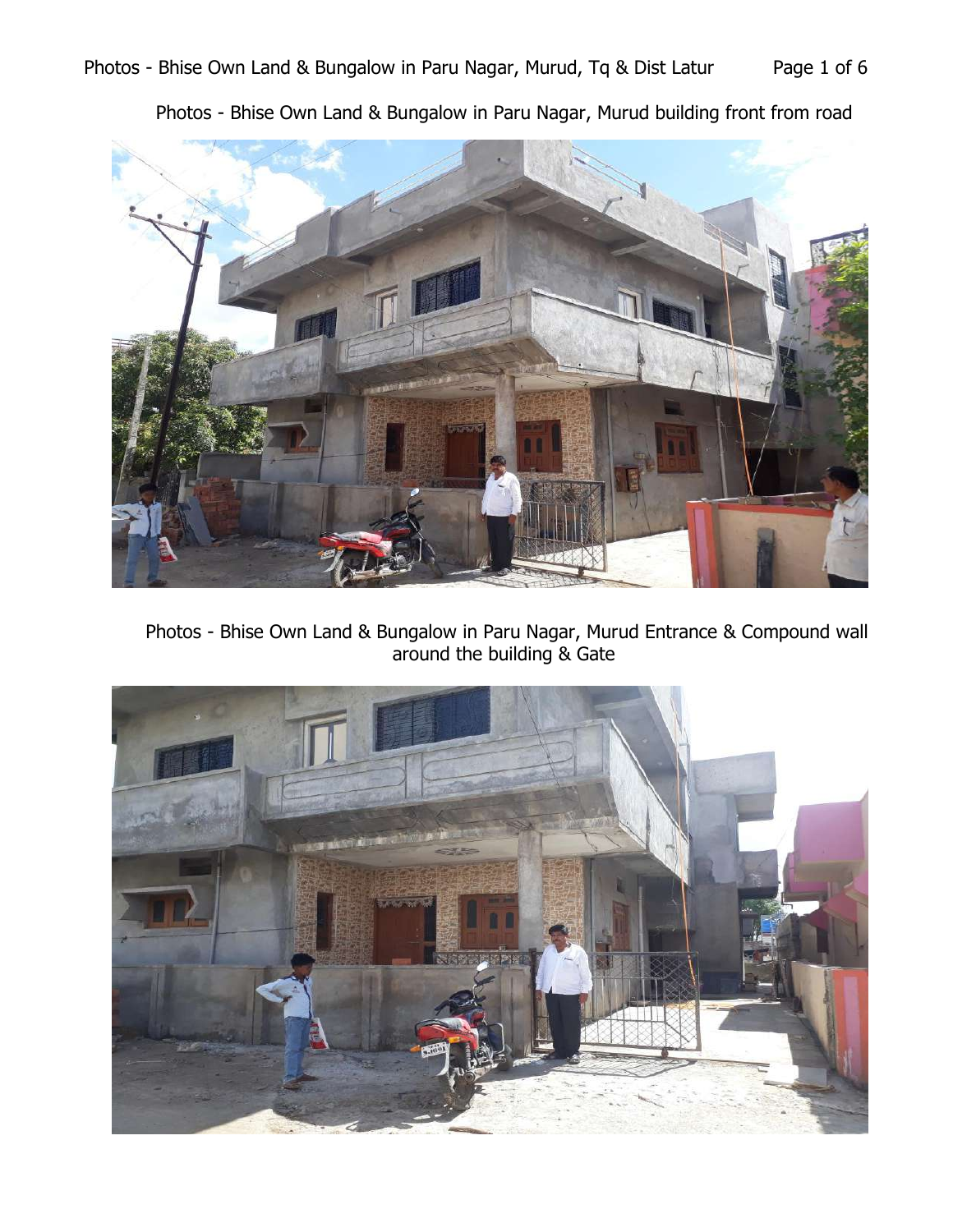Photos - Bhise Own Land & Bungalow in Paru Nagar, Murud building front from road

Photos - Bhise Own Land & Bungalow in Paru Nagar, Murud Entrance & Compound wall around the building & Gate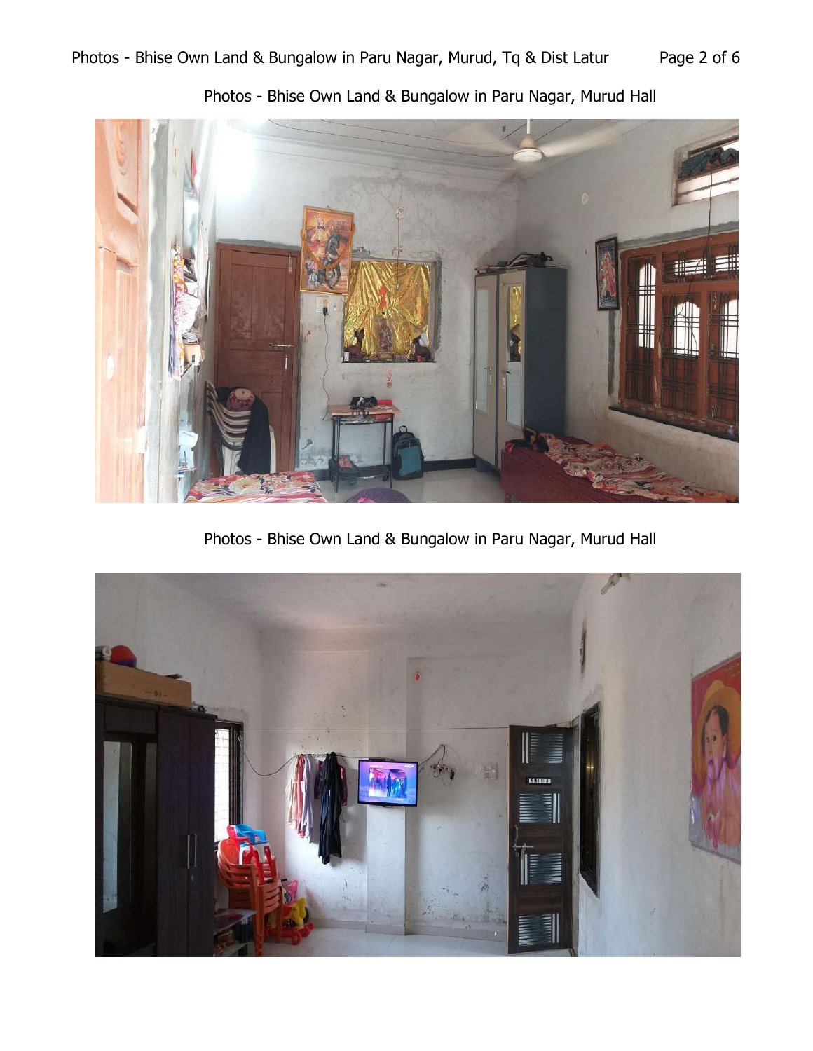Photos - Bhise Own Land & Bungalow in Paru Nagar, Murud Hall

Photos - Bhise Own Land & Bungalow in Paru Nagar, Murud Hall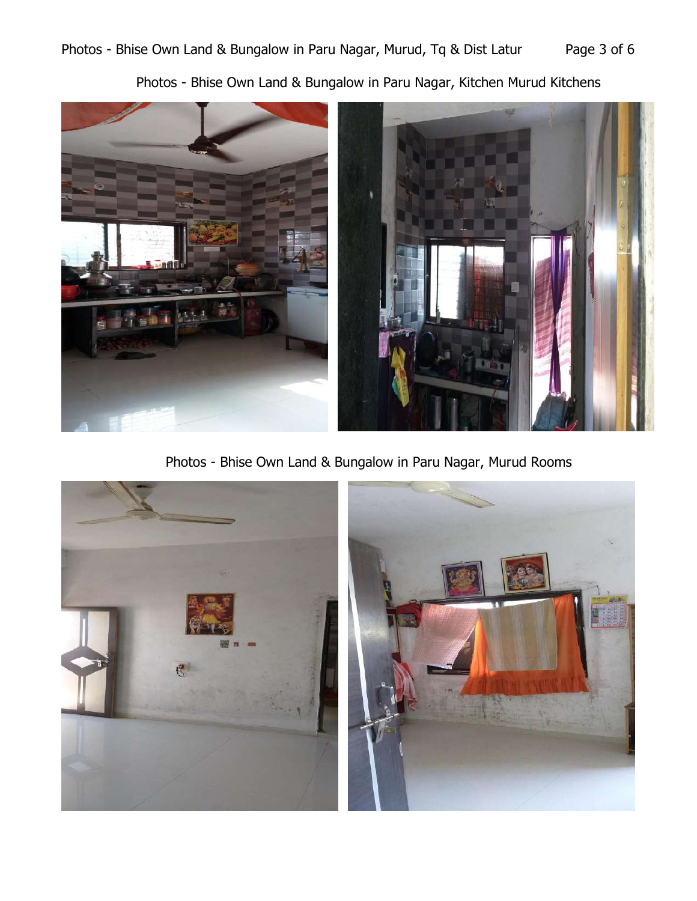Photos - Bhise Own Land & Bungalow in Paru Nagar, Kitchen Murud Kitchens

Photos - Bhise Own Land & Bungalow in Paru Nagar, Murud Rooms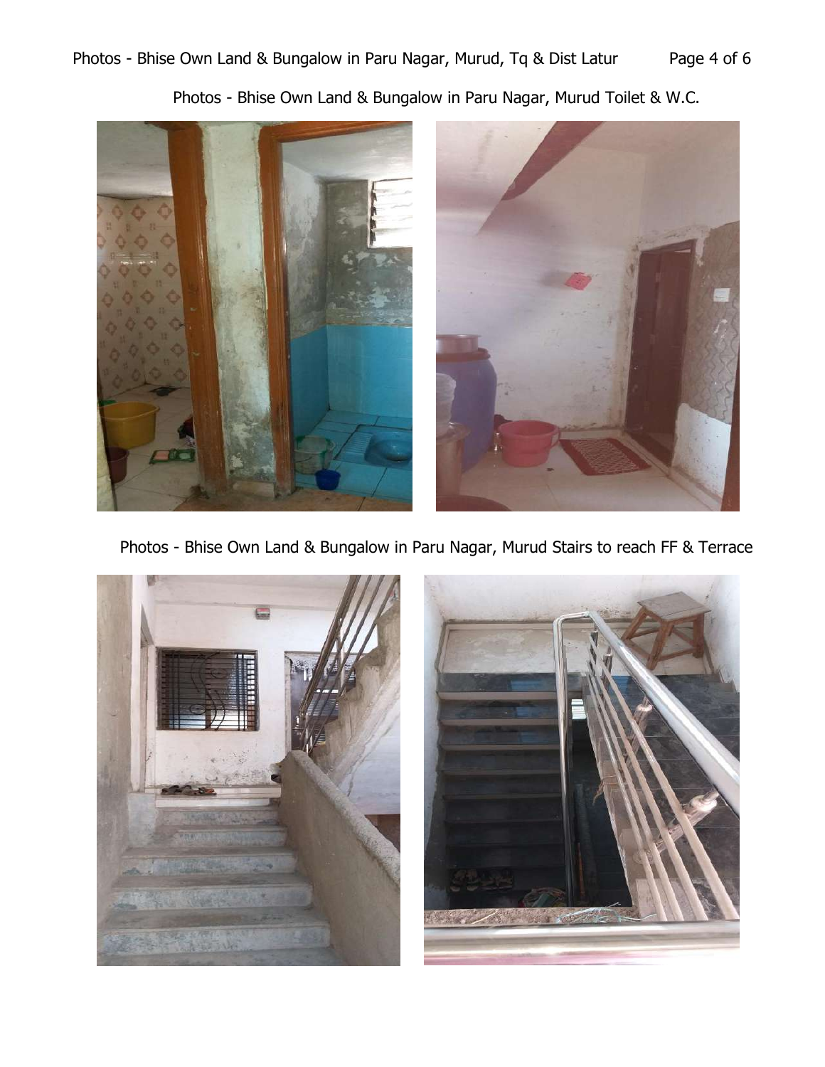Photos - Bhise Own Land & Bungalow in Paru Nagar, Murud Toilet & W.C.

Photos - Bhise Own Land & Bungalow in Paru Nagar, Murud Stairs to reach FF & Terrace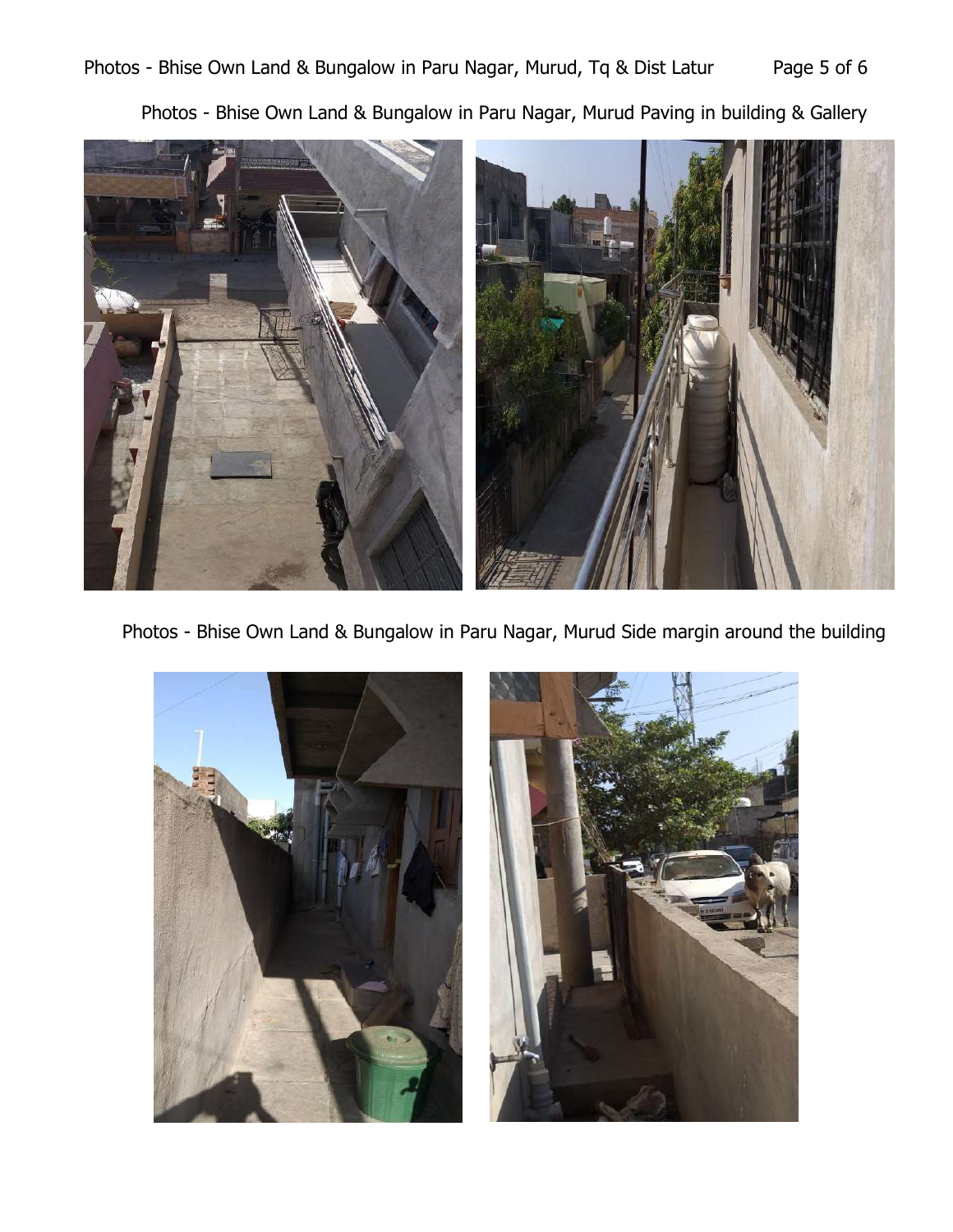Photos - Bhise Own Land & Bungalow in Paru Nagar, Murud Paving in building & Gallery

Photos - Bhise Own Land & Bungalow in Paru Nagar, Murud Side margin around the building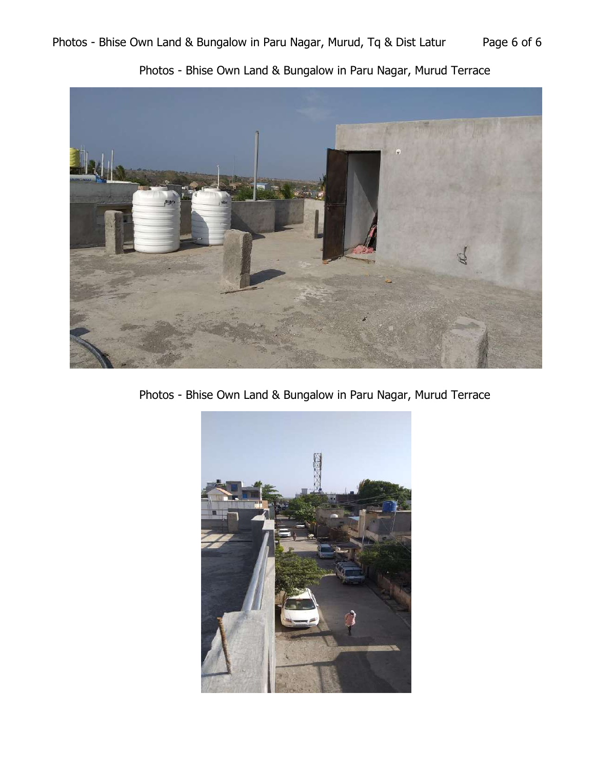Photos - Bhise Own Land & Bungalow in Paru Nagar, Murud Terrace

Photos - Bhise Own Land & Bungalow in Paru Nagar, Murud Terrace